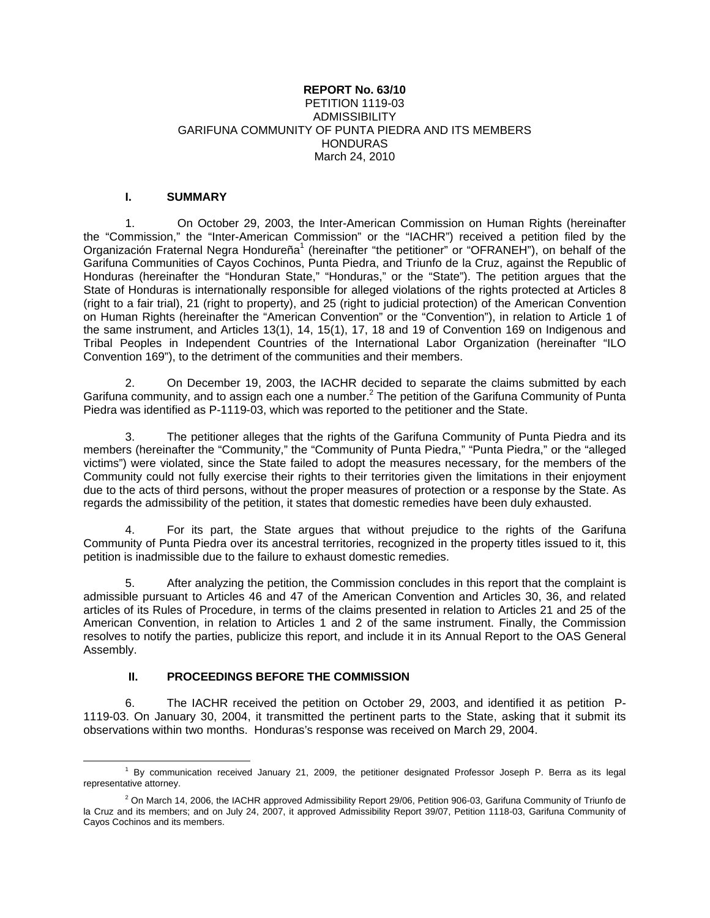**REPORT No. 63/10**
PETITION 1119-03
ADMISSIBILITY
GARIFUNA COMMUNITY OF PUNTA PIEDRA AND ITS MEMBERS
HONDURAS
March 24, 2010

## I. SUMMARY

1. On October 29, 2003, the Inter-American Commission on Human Rights (hereinafter the "Commission," the "Inter-American Commission" or the "IACHR") received a petition filed by the Organización Fraternal Negra Hondureña[1] (hereinafter "the petitioner" or "OFRANEH"), on behalf of the Garifuna Communities of Cayos Cochinos, Punta Piedra, and Triunfo de la Cruz, against the Republic of Honduras (hereinafter the "Honduran State," "Honduras," or the "State"). The petition argues that the State of Honduras is internationally responsible for alleged violations of the rights protected at Articles 8 (right to a fair trial), 21 (right to property), and 25 (right to judicial protection) of the American Convention on Human Rights (hereinafter the "American Convention" or the "Convention"), in relation to Article 1 of the same instrument, and Articles 13(1), 14, 15(1), 17, 18 and 19 of Convention 169 on Indigenous and Tribal Peoples in Independent Countries of the International Labor Organization (hereinafter "ILO Convention 169"), to the detriment of the communities and their members.

2. On December 19, 2003, the IACHR decided to separate the claims submitted by each Garifuna community, and to assign each one a number.[2] The petition of the Garifuna Community of Punta Piedra was identified as P-1119-03, which was reported to the petitioner and the State.

3. The petitioner alleges that the rights of the Garifuna Community of Punta Piedra and its members (hereinafter the "Community," the "Community of Punta Piedra," "Punta Piedra," or the "alleged victims") were violated, since the State failed to adopt the measures necessary, for the members of the Community could not fully exercise their rights to their territories given the limitations in their enjoyment due to the acts of third persons, without the proper measures of protection or a response by the State. As regards the admissibility of the petition, it states that domestic remedies have been duly exhausted.

4. For its part, the State argues that without prejudice to the rights of the Garifuna Community of Punta Piedra over its ancestral territories, recognized in the property titles issued to it, this petition is inadmissible due to the failure to exhaust domestic remedies.

5. After analyzing the petition, the Commission concludes in this report that the complaint is admissible pursuant to Articles 46 and 47 of the American Convention and Articles 30, 36, and related articles of its Rules of Procedure, in terms of the claims presented in relation to Articles 21 and 25 of the American Convention, in relation to Articles 1 and 2 of the same instrument. Finally, the Commission resolves to notify the parties, publicize this report, and include it in its Annual Report to the OAS General Assembly.

## II. PROCEEDINGS BEFORE THE COMMISSION

6. The IACHR received the petition on October 29, 2003, and identified it as petition P-1119-03. On January 30, 2004, it transmitted the pertinent parts to the State, asking that it submit its observations within two months. Honduras's response was received on March 29, 2004.

---

[1] By communication received January 21, 2009, the petitioner designated Professor Joseph P. Berra as its legal representative attorney.

[2] On March 14, 2006, the IACHR approved Admissibility Report 29/06, Petition 906-03, Garifuna Community of Triunfo de la Cruz and its members; and on July 24, 2007, it approved Admissibility Report 39/07, Petition 1118-03, Garifuna Community of Cayos Cochinos and its members.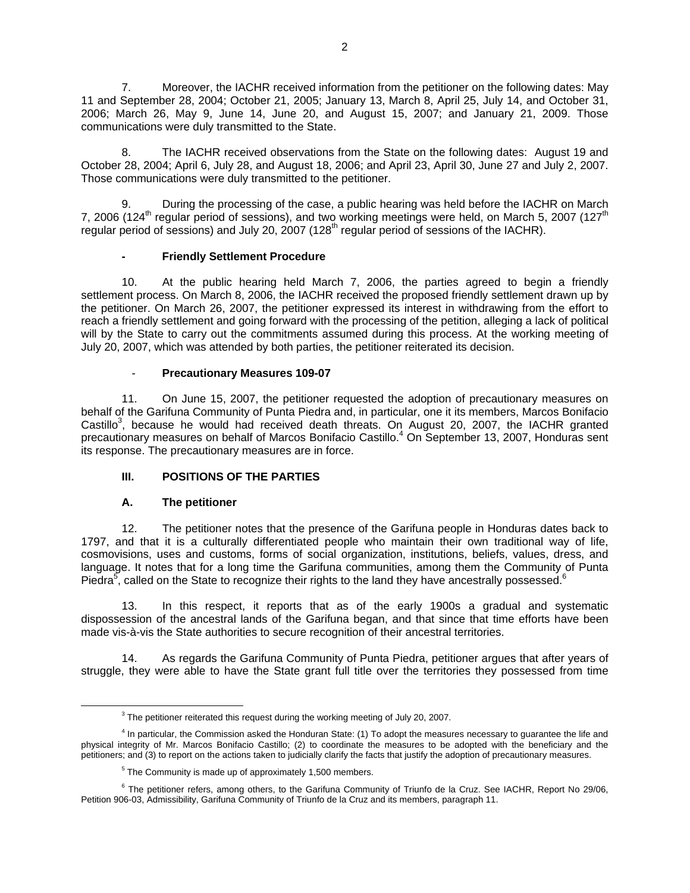7. Moreover, the IACHR received information from the petitioner on the following dates: May 11 and September 28, 2004; October 21, 2005; January 13, March 8, April 25, July 14, and October 31, 2006; March 26, May 9, June 14, June 20, and August 15, 2007; and January 21, 2009. Those communications were duly transmitted to the State.

8. The IACHR received observations from the State on the following dates: August 19 and October 28, 2004; April 6, July 28, and August 18, 2006; and April 23, April 30, June 27 and July 2, 2007. Those communications were duly transmitted to the petitioner.

9. During the processing of the case, a public hearing was held before the IACHR on March 7, 2006 (124th regular period of sessions), and two working meetings were held, on March 5, 2007 (127th regular period of sessions) and July 20, 2007 (128th regular period of sessions of the IACHR).

- **Friendly Settlement Procedure**

10. At the public hearing held March 7, 2006, the parties agreed to begin a friendly settlement process. On March 8, 2006, the IACHR received the proposed friendly settlement drawn up by the petitioner. On March 26, 2007, the petitioner expressed its interest in withdrawing from the effort to reach a friendly settlement and going forward with the processing of the petition, alleging a lack of political will by the State to carry out the commitments assumed during this process. At the working meeting of July 20, 2007, which was attended by both parties, the petitioner reiterated its decision.

- **Precautionary Measures 109-07**

11. On June 15, 2007, the petitioner requested the adoption of precautionary measures on behalf of the Garifuna Community of Punta Piedra and, in particular, one it its members, Marcos Bonifacio Castillo[3], because he would had received death threats. On August 20, 2007, the IACHR granted precautionary measures on behalf of Marcos Bonifacio Castillo.[4] On September 13, 2007, Honduras sent its response. The precautionary measures are in force.

## III. POSITIONS OF THE PARTIES

### A. The petitioner

12. The petitioner notes that the presence of the Garifuna people in Honduras dates back to 1797, and that it is a culturally differentiated people who maintain their own traditional way of life, cosmovisions, uses and customs, forms of social organization, institutions, beliefs, values, dress, and language. It notes that for a long time the Garifuna communities, among them the Community of Punta Piedra[5], called on the State to recognize their rights to the land they have ancestrally possessed.[6]

13. In this respect, it reports that as of the early 1900s a gradual and systematic dispossession of the ancestral lands of the Garifuna began, and that since that time efforts have been made vis-à-vis the State authorities to secure recognition of their ancestral territories.

14. As regards the Garifuna Community of Punta Piedra, petitioner argues that after years of struggle, they were able to have the State grant full title over the territories they possessed from time

---

[3] The petitioner reiterated this request during the working meeting of July 20, 2007.

[4] In particular, the Commission asked the Honduran State: (1) To adopt the measures necessary to guarantee the life and physical integrity of Mr. Marcos Bonifacio Castillo; (2) to coordinate the measures to be adopted with the beneficiary and the petitioners; and (3) to report on the actions taken to judicially clarify the facts that justify the adoption of precautionary measures.

[5] The Community is made up of approximately 1,500 members.

[6] The petitioner refers, among others, to the Garifuna Community of Triunfo de la Cruz. See IACHR, Report No 29/06, Petition 906-03, Admissibility, Garifuna Community of Triunfo de la Cruz and its members, paragraph 11.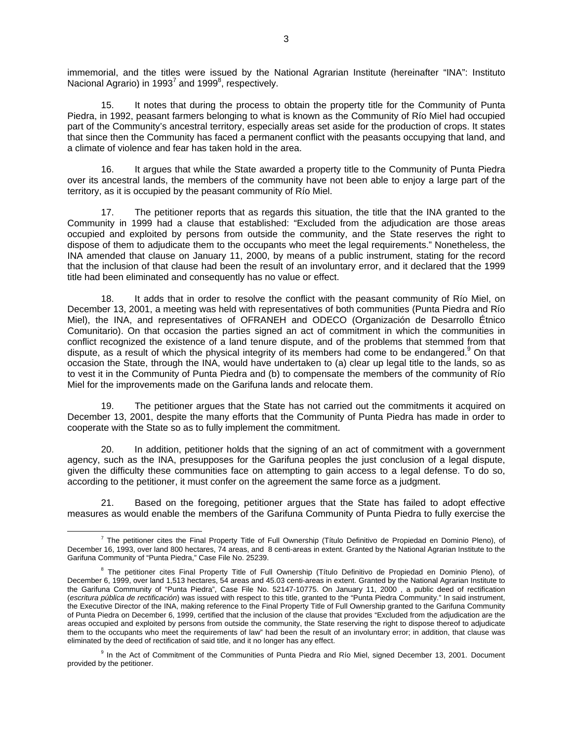immemorial, and the titles were issued by the National Agrarian Institute (hereinafter "INA": Instituto Nacional Agrario) in 1993[7] and 1999[8], respectively.

15. It notes that during the process to obtain the property title for the Community of Punta Piedra, in 1992, peasant farmers belonging to what is known as the Community of Río Miel had occupied part of the Community's ancestral territory, especially areas set aside for the production of crops. It states that since then the Community has faced a permanent conflict with the peasants occupying that land, and a climate of violence and fear has taken hold in the area.

16. It argues that while the State awarded a property title to the Community of Punta Piedra over its ancestral lands, the members of the community have not been able to enjoy a large part of the territory, as it is occupied by the peasant community of Río Miel.

17. The petitioner reports that as regards this situation, the title that the INA granted to the Community in 1999 had a clause that established: "Excluded from the adjudication are those areas occupied and exploited by persons from outside the community, and the State reserves the right to dispose of them to adjudicate them to the occupants who meet the legal requirements." Nonetheless, the INA amended that clause on January 11, 2000, by means of a public instrument, stating for the record that the inclusion of that clause had been the result of an involuntary error, and it declared that the 1999 title had been eliminated and consequently has no value or effect.

18. It adds that in order to resolve the conflict with the peasant community of Río Miel, on December 13, 2001, a meeting was held with representatives of both communities (Punta Piedra and Río Miel), the INA, and representatives of OFRANEH and ODECO (Organización de Desarrollo Étnico Comunitario). On that occasion the parties signed an act of commitment in which the communities in conflict recognized the existence of a land tenure dispute, and of the problems that stemmed from that dispute, as a result of which the physical integrity of its members had come to be endangered.[9] On that occasion the State, through the INA, would have undertaken to (a) clear up legal title to the lands, so as to vest it in the Community of Punta Piedra and (b) to compensate the members of the community of Río Miel for the improvements made on the Garifuna lands and relocate them.

19. The petitioner argues that the State has not carried out the commitments it acquired on December 13, 2001, despite the many efforts that the Community of Punta Piedra has made in order to cooperate with the State so as to fully implement the commitment.

20. In addition, petitioner holds that the signing of an act of commitment with a government agency, such as the INA, presupposes for the Garifuna peoples the just conclusion of a legal dispute, given the difficulty these communities face on attempting to gain access to a legal defense. To do so, according to the petitioner, it must confer on the agreement the same force as a judgment.

21. Based on the foregoing, petitioner argues that the State has failed to adopt effective measures as would enable the members of the Garifuna Community of Punta Piedra to fully exercise the

---

[7] The petitioner cites the Final Property Title of Full Ownership (Título Definitivo de Propiedad en Dominio Pleno), of December 16, 1993, over land 800 hectares, 74 areas, and 8 centi-areas in extent. Granted by the National Agrarian Institute to the Garifuna Community of "Punta Piedra," Case File No. 25239.

[8] The petitioner cites Final Property Title of Full Ownership (Título Definitivo de Propiedad en Dominio Pleno), of December 6, 1999, over land 1,513 hectares, 54 areas and 45.03 centi-areas in extent. Granted by the National Agrarian Institute to the Garifuna Community of "Punta Piedra", Case File No. 52147-10775. On January 11, 2000 , a public deed of rectification (*escritura pública de rectificación*) was issued with respect to this title, granted to the "Punta Piedra Community." In said instrument, the Executive Director of the INA, making reference to the Final Property Title of Full Ownership granted to the Garifuna Community of Punta Piedra on December 6, 1999, certified that the inclusion of the clause that provides "Excluded from the adjudication are the areas occupied and exploited by persons from outside the community, the State reserving the right to dispose thereof to adjudicate them to the occupants who meet the requirements of law" had been the result of an involuntary error; in addition, that clause was eliminated by the deed of rectification of said title, and it no longer has any effect.

[9] In the Act of Commitment of the Communities of Punta Piedra and Río Miel, signed December 13, 2001. Document provided by the petitioner.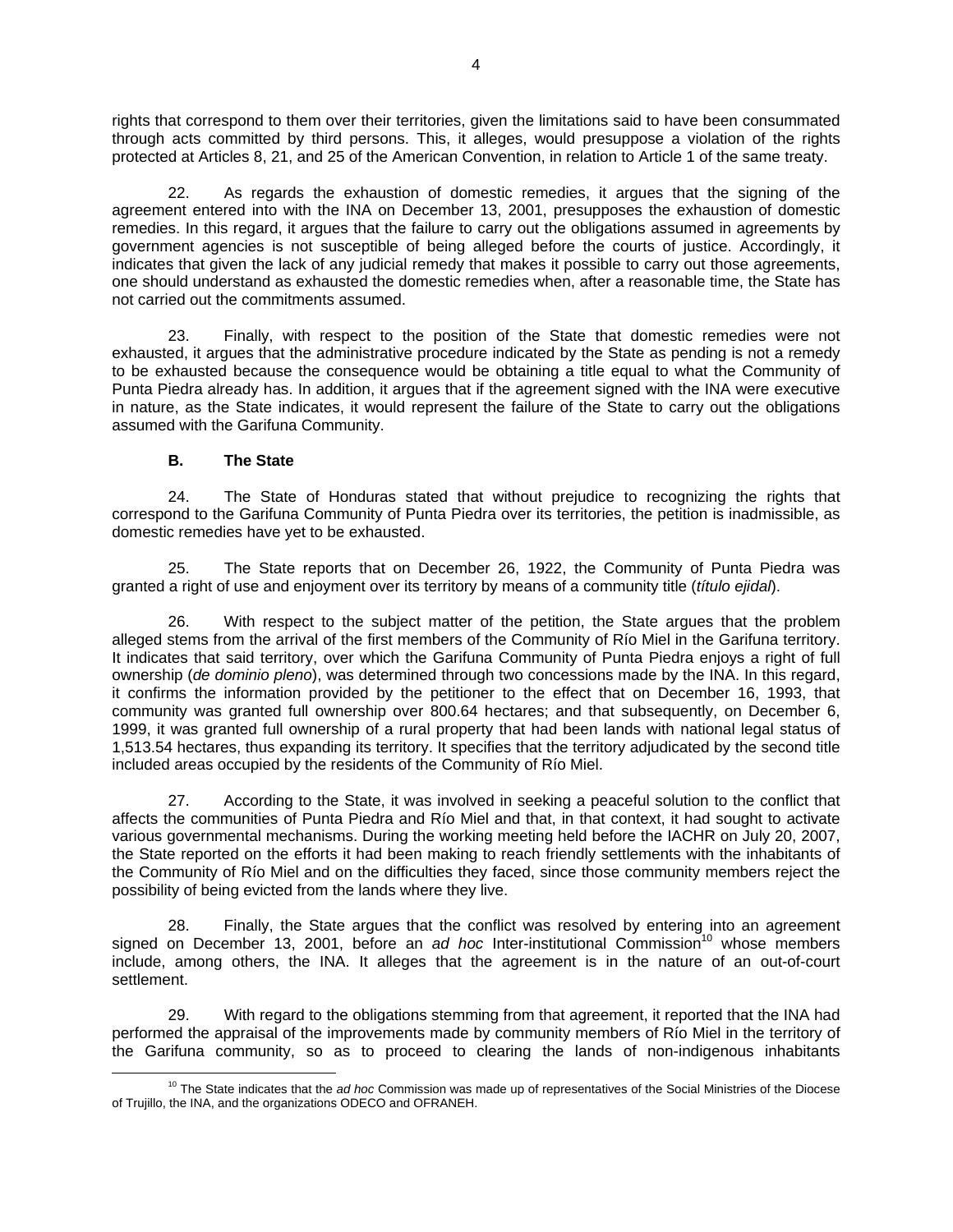rights that correspond to them over their territories, given the limitations said to have been consummated through acts committed by third persons. This, it alleges, would presuppose a violation of the rights protected at Articles 8, 21, and 25 of the American Convention, in relation to Article 1 of the same treaty.

22. As regards the exhaustion of domestic remedies, it argues that the signing of the agreement entered into with the INA on December 13, 2001, presupposes the exhaustion of domestic remedies. In this regard, it argues that the failure to carry out the obligations assumed in agreements by government agencies is not susceptible of being alleged before the courts of justice. Accordingly, it indicates that given the lack of any judicial remedy that makes it possible to carry out those agreements, one should understand as exhausted the domestic remedies when, after a reasonable time, the State has not carried out the commitments assumed.

23. Finally, with respect to the position of the State that domestic remedies were not exhausted, it argues that the administrative procedure indicated by the State as pending is not a remedy to be exhausted because the consequence would be obtaining a title equal to what the Community of Punta Piedra already has. In addition, it argues that if the agreement signed with the INA were executive in nature, as the State indicates, it would represent the failure of the State to carry out the obligations assumed with the Garifuna Community.

### B. The State

24. The State of Honduras stated that without prejudice to recognizing the rights that correspond to the Garifuna Community of Punta Piedra over its territories, the petition is inadmissible, as domestic remedies have yet to be exhausted.

25. The State reports that on December 26, 1922, the Community of Punta Piedra was granted a right of use and enjoyment over its territory by means of a community title (*título ejidal*).

26. With respect to the subject matter of the petition, the State argues that the problem alleged stems from the arrival of the first members of the Community of Río Miel in the Garifuna territory. It indicates that said territory, over which the Garifuna Community of Punta Piedra enjoys a right of full ownership (*de dominio pleno*), was determined through two concessions made by the INA. In this regard, it confirms the information provided by the petitioner to the effect that on December 16, 1993, that community was granted full ownership over 800.64 hectares; and that subsequently, on December 6, 1999, it was granted full ownership of a rural property that had been lands with national legal status of 1,513.54 hectares, thus expanding its territory. It specifies that the territory adjudicated by the second title included areas occupied by the residents of the Community of Río Miel.

27. According to the State, it was involved in seeking a peaceful solution to the conflict that affects the communities of Punta Piedra and Río Miel and that, in that context, it had sought to activate various governmental mechanisms. During the working meeting held before the IACHR on July 20, 2007, the State reported on the efforts it had been making to reach friendly settlements with the inhabitants of the Community of Río Miel and on the difficulties they faced, since those community members reject the possibility of being evicted from the lands where they live.

28. Finally, the State argues that the conflict was resolved by entering into an agreement signed on December 13, 2001, before an *ad hoc* Inter-institutional Commission[10] whose members include, among others, the INA. It alleges that the agreement is in the nature of an out-of-court settlement.

29. With regard to the obligations stemming from that agreement, it reported that the INA had performed the appraisal of the improvements made by community members of Río Miel in the territory of the Garifuna community, so as to proceed to clearing the lands of non-indigenous inhabitants

---

[10] The State indicates that the *ad hoc* Commission was made up of representatives of the Social Ministries of the Diocese of Trujillo, the INA, and the organizations ODECO and OFRANEH.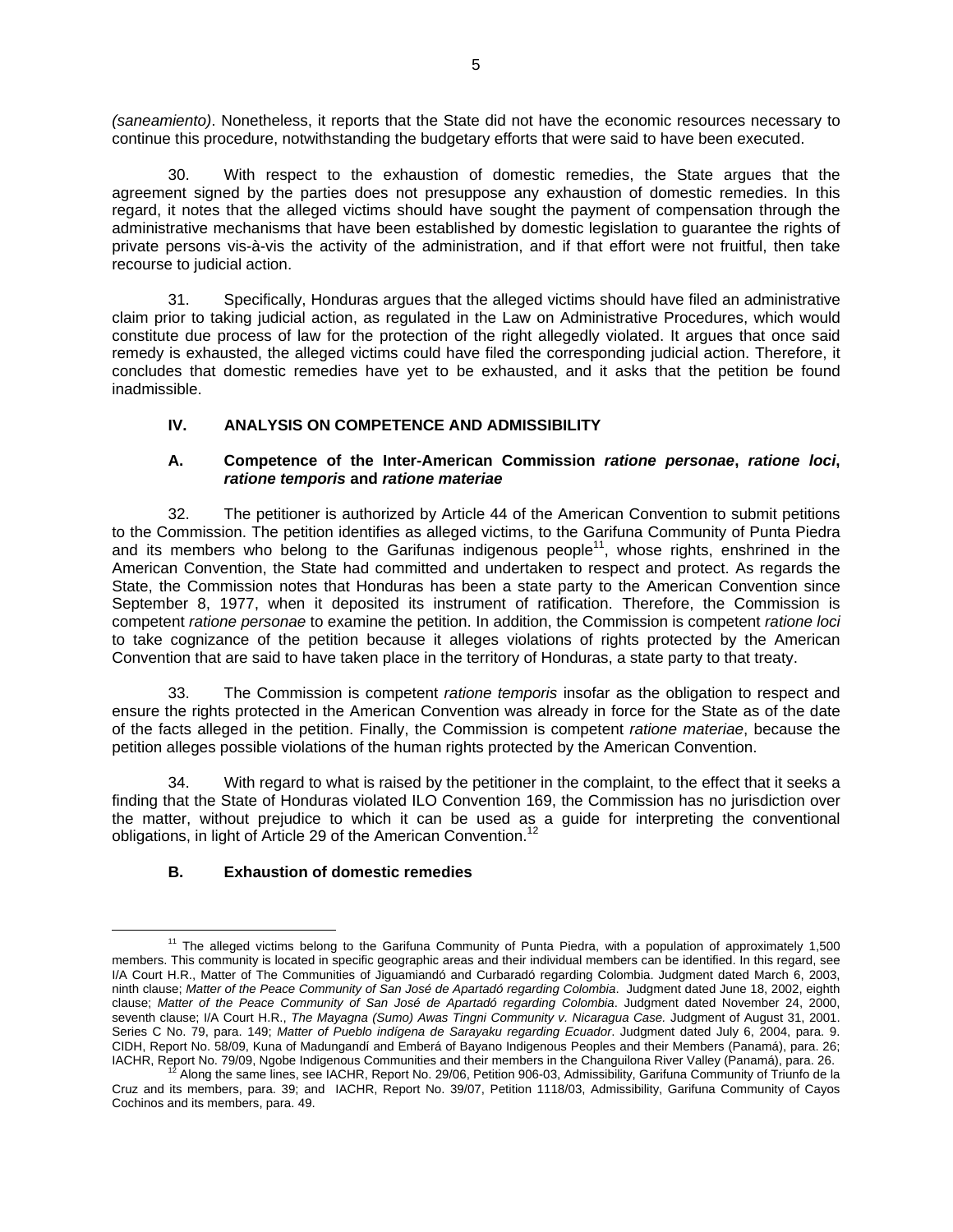*(saneamiento)*. Nonetheless, it reports that the State did not have the economic resources necessary to continue this procedure, notwithstanding the budgetary efforts that were said to have been executed.

30. With respect to the exhaustion of domestic remedies, the State argues that the agreement signed by the parties does not presuppose any exhaustion of domestic remedies. In this regard, it notes that the alleged victims should have sought the payment of compensation through the administrative mechanisms that have been established by domestic legislation to guarantee the rights of private persons vis-à-vis the activity of the administration, and if that effort were not fruitful, then take recourse to judicial action.

31. Specifically, Honduras argues that the alleged victims should have filed an administrative claim prior to taking judicial action, as regulated in the Law on Administrative Procedures, which would constitute due process of law for the protection of the right allegedly violated. It argues that once said remedy is exhausted, the alleged victims could have filed the corresponding judicial action. Therefore, it concludes that domestic remedies have yet to be exhausted, and it asks that the petition be found inadmissible.

## IV. ANALYSIS ON COMPETENCE AND ADMISSIBILITY

### A. Competence of the Inter-American Commission *ratione personae*, *ratione loci*, *ratione temporis* and *ratione materiae*

32. The petitioner is authorized by Article 44 of the American Convention to submit petitions to the Commission. The petition identifies as alleged victims, to the Garifuna Community of Punta Piedra and its members who belong to the Garifunas indigenous people[11], whose rights, enshrined in the American Convention, the State had committed and undertaken to respect and protect. As regards the State, the Commission notes that Honduras has been a state party to the American Convention since September 8, 1977, when it deposited its instrument of ratification. Therefore, the Commission is competent *ratione personae* to examine the petition. In addition, the Commission is competent *ratione loci* to take cognizance of the petition because it alleges violations of rights protected by the American Convention that are said to have taken place in the territory of Honduras, a state party to that treaty.

33. The Commission is competent *ratione temporis* insofar as the obligation to respect and ensure the rights protected in the American Convention was already in force for the State as of the date of the facts alleged in the petition. Finally, the Commission is competent *ratione materiae*, because the petition alleges possible violations of the human rights protected by the American Convention.

34. With regard to what is raised by the petitioner in the complaint, to the effect that it seeks a finding that the State of Honduras violated ILO Convention 169, the Commission has no jurisdiction over the matter, without prejudice to which it can be used as a guide for interpreting the conventional obligations, in light of Article 29 of the American Convention.[12]

### B. Exhaustion of domestic remedies

---

[11] The alleged victims belong to the Garifuna Community of Punta Piedra, with a population of approximately 1,500 members. This community is located in specific geographic areas and their individual members can be identified. In this regard, see I/A Court H.R., Matter of The Communities of Jiguamiandó and Curbaradó regarding Colombia. Judgment dated March 6, 2003, ninth clause; *Matter of the Peace Community of San José de Apartadó regarding Colombia*. Judgment dated June 18, 2002, eighth clause; *Matter of the Peace Community of San José de Apartadó regarding Colombia*. Judgment dated November 24, 2000, seventh clause; I/A Court H.R., *The Mayagna (Sumo) Awas Tingni Community v. Nicaragua Case.* Judgment of August 31, 2001. Series C No. 79, para. 149; *Matter of Pueblo indígena de Sarayaku regarding Ecuador*. Judgment dated July 6, 2004, para. 9. CIDH, Report No. 58/09, Kuna of Madungandí and Emberá of Bayano Indigenous Peoples and their Members (Panamá), para. 26; IACHR, Report No. 79/09, Ngobe Indigenous Communities and their members in the Changuilona River Valley (Panamá), para. 26.

[12] Along the same lines, see IACHR, Report No. 29/06, Petition 906-03, Admissibility, Garifuna Community of Triunfo de la Cruz and its members, para. 39; and IACHR, Report No. 39/07, Petition 1118/03, Admissibility, Garifuna Community of Cayos Cochinos and its members, para. 49.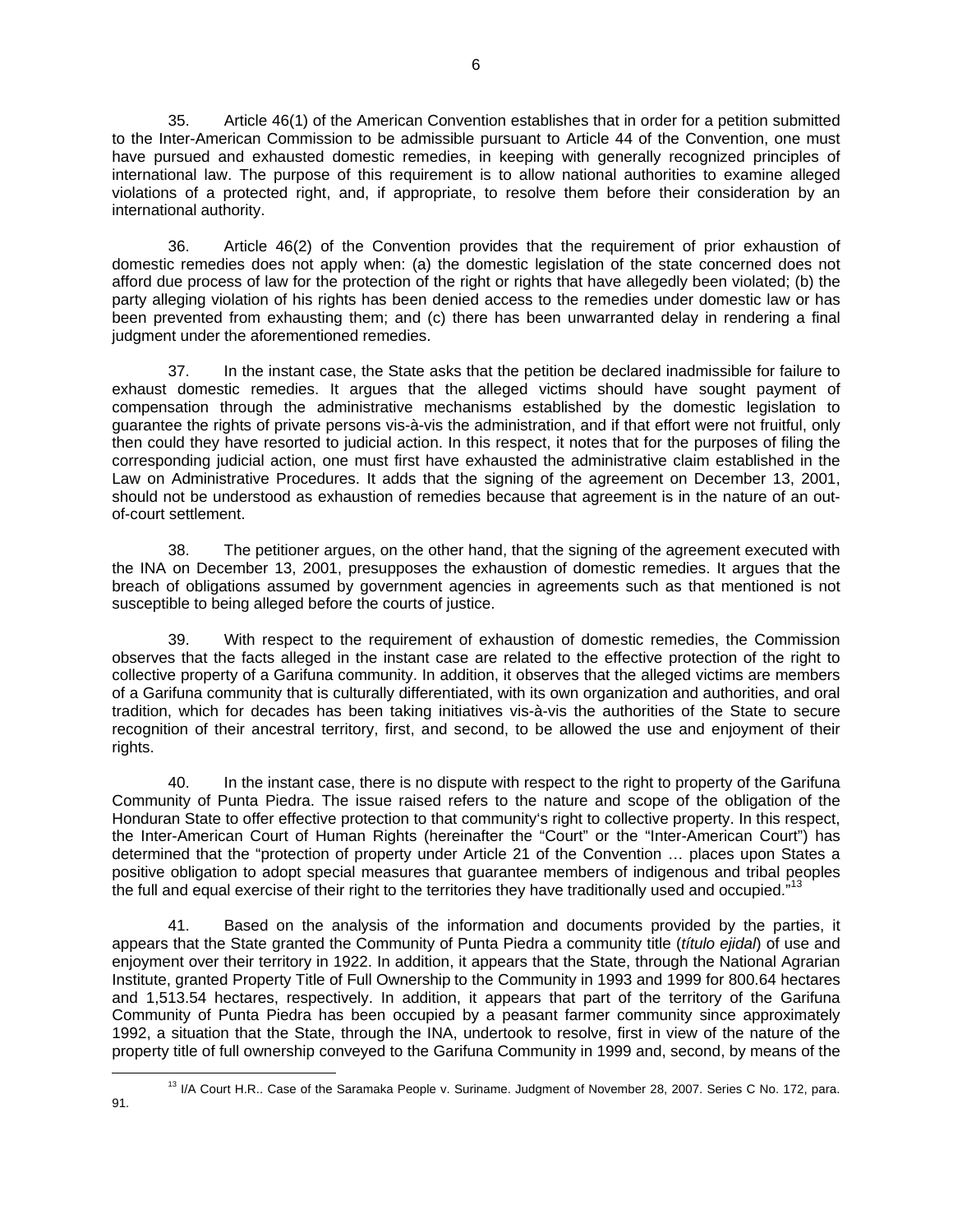35. Article 46(1) of the American Convention establishes that in order for a petition submitted to the Inter-American Commission to be admissible pursuant to Article 44 of the Convention, one must have pursued and exhausted domestic remedies, in keeping with generally recognized principles of international law. The purpose of this requirement is to allow national authorities to examine alleged violations of a protected right, and, if appropriate, to resolve them before their consideration by an international authority.

36. Article 46(2) of the Convention provides that the requirement of prior exhaustion of domestic remedies does not apply when: (a) the domestic legislation of the state concerned does not afford due process of law for the protection of the right or rights that have allegedly been violated; (b) the party alleging violation of his rights has been denied access to the remedies under domestic law or has been prevented from exhausting them; and (c) there has been unwarranted delay in rendering a final judgment under the aforementioned remedies.

37. In the instant case, the State asks that the petition be declared inadmissible for failure to exhaust domestic remedies. It argues that the alleged victims should have sought payment of compensation through the administrative mechanisms established by the domestic legislation to guarantee the rights of private persons vis-à-vis the administration, and if that effort were not fruitful, only then could they have resorted to judicial action. In this respect, it notes that for the purposes of filing the corresponding judicial action, one must first have exhausted the administrative claim established in the Law on Administrative Procedures. It adds that the signing of the agreement on December 13, 2001, should not be understood as exhaustion of remedies because that agreement is in the nature of an out-of-court settlement.

38. The petitioner argues, on the other hand, that the signing of the agreement executed with the INA on December 13, 2001, presupposes the exhaustion of domestic remedies. It argues that the breach of obligations assumed by government agencies in agreements such as that mentioned is not susceptible to being alleged before the courts of justice.

39. With respect to the requirement of exhaustion of domestic remedies, the Commission observes that the facts alleged in the instant case are related to the effective protection of the right to collective property of a Garifuna community. In addition, it observes that the alleged victims are members of a Garifuna community that is culturally differentiated, with its own organization and authorities, and oral tradition, which for decades has been taking initiatives vis-à-vis the authorities of the State to secure recognition of their ancestral territory, first, and second, to be allowed the use and enjoyment of their rights.

40. In the instant case, there is no dispute with respect to the right to property of the Garifuna Community of Punta Piedra. The issue raised refers to the nature and scope of the obligation of the Honduran State to offer effective protection to that community's right to collective property. In this respect, the Inter-American Court of Human Rights (hereinafter the "Court" or the "Inter-American Court") has determined that the "protection of property under Article 21 of the Convention … places upon States a positive obligation to adopt special measures that guarantee members of indigenous and tribal peoples the full and equal exercise of their right to the territories they have traditionally used and occupied."[13]

41. Based on the analysis of the information and documents provided by the parties, it appears that the State granted the Community of Punta Piedra a community title (*título ejidal*) of use and enjoyment over their territory in 1922. In addition, it appears that the State, through the National Agrarian Institute, granted Property Title of Full Ownership to the Community in 1993 and 1999 for 800.64 hectares and 1,513.54 hectares, respectively. In addition, it appears that part of the territory of the Garifuna Community of Punta Piedra has been occupied by a peasant farmer community since approximately 1992, a situation that the State, through the INA, undertook to resolve, first in view of the nature of the property title of full ownership conveyed to the Garifuna Community in 1999 and, second, by means of the

---

[13] I/A Court H.R.. Case of the Saramaka People v. Suriname. Judgment of November 28, 2007. Series C No. 172, para. 91.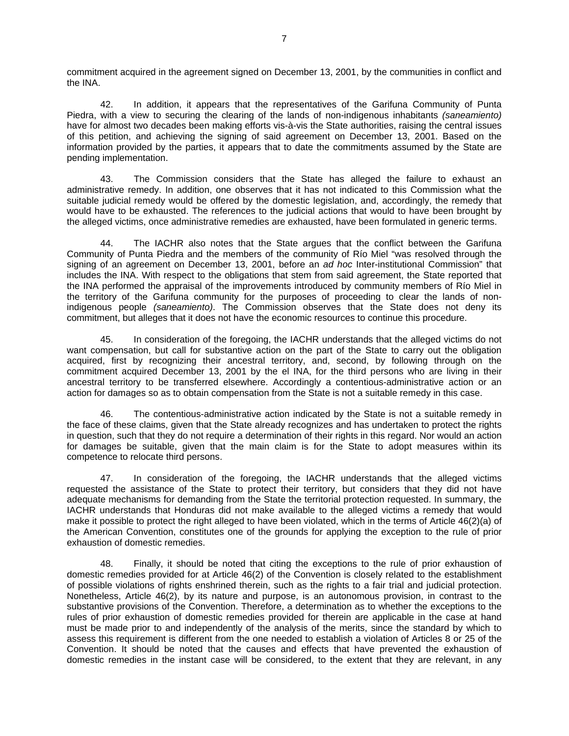commitment acquired in the agreement signed on December 13, 2001, by the communities in conflict and the INA.

42. In addition, it appears that the representatives of the Garifuna Community of Punta Piedra, with a view to securing the clearing of the lands of non-indigenous inhabitants *(saneamiento)* have for almost two decades been making efforts vis-à-vis the State authorities, raising the central issues of this petition, and achieving the signing of said agreement on December 13, 2001. Based on the information provided by the parties, it appears that to date the commitments assumed by the State are pending implementation.

43. The Commission considers that the State has alleged the failure to exhaust an administrative remedy. In addition, one observes that it has not indicated to this Commission what the suitable judicial remedy would be offered by the domestic legislation, and, accordingly, the remedy that would have to be exhausted. The references to the judicial actions that would to have been brought by the alleged victims, once administrative remedies are exhausted, have been formulated in generic terms.

44. The IACHR also notes that the State argues that the conflict between the Garifuna Community of Punta Piedra and the members of the community of Río Miel "was resolved through the signing of an agreement on December 13, 2001, before an *ad hoc* Inter-institutional Commission" that includes the INA. With respect to the obligations that stem from said agreement, the State reported that the INA performed the appraisal of the improvements introduced by community members of Río Miel in the territory of the Garifuna community for the purposes of proceeding to clear the lands of non-indigenous people *(saneamiento)*. The Commission observes that the State does not deny its commitment, but alleges that it does not have the economic resources to continue this procedure.

45. In consideration of the foregoing, the IACHR understands that the alleged victims do not want compensation, but call for substantive action on the part of the State to carry out the obligation acquired, first by recognizing their ancestral territory, and, second, by following through on the commitment acquired December 13, 2001 by the el INA, for the third persons who are living in their ancestral territory to be transferred elsewhere. Accordingly a contentious-administrative action or an action for damages so as to obtain compensation from the State is not a suitable remedy in this case.

46. The contentious-administrative action indicated by the State is not a suitable remedy in the face of these claims, given that the State already recognizes and has undertaken to protect the rights in question, such that they do not require a determination of their rights in this regard. Nor would an action for damages be suitable, given that the main claim is for the State to adopt measures within its competence to relocate third persons.

47. In consideration of the foregoing, the IACHR understands that the alleged victims requested the assistance of the State to protect their territory, but considers that they did not have adequate mechanisms for demanding from the State the territorial protection requested. In summary, the IACHR understands that Honduras did not make available to the alleged victims a remedy that would make it possible to protect the right alleged to have been violated, which in the terms of Article 46(2)(a) of the American Convention, constitutes one of the grounds for applying the exception to the rule of prior exhaustion of domestic remedies.

48. Finally, it should be noted that citing the exceptions to the rule of prior exhaustion of domestic remedies provided for at Article 46(2) of the Convention is closely related to the establishment of possible violations of rights enshrined therein, such as the rights to a fair trial and judicial protection. Nonetheless, Article 46(2), by its nature and purpose, is an autonomous provision, in contrast to the substantive provisions of the Convention. Therefore, a determination as to whether the exceptions to the rules of prior exhaustion of domestic remedies provided for therein are applicable in the case at hand must be made prior to and independently of the analysis of the merits, since the standard by which to assess this requirement is different from the one needed to establish a violation of Articles 8 or 25 of the Convention. It should be noted that the causes and effects that have prevented the exhaustion of domestic remedies in the instant case will be considered, to the extent that they are relevant, in any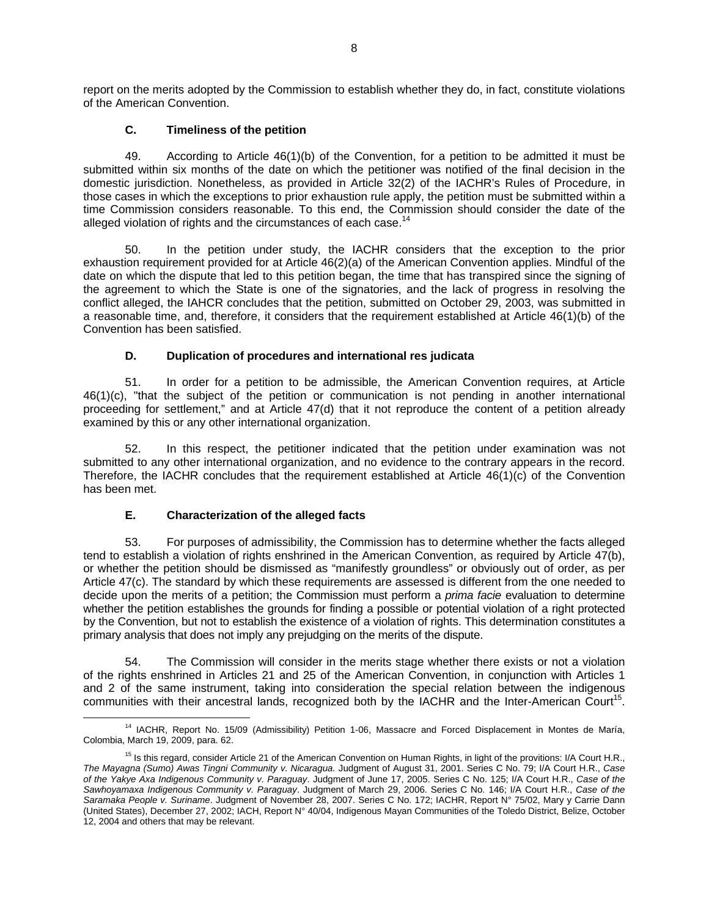report on the merits adopted by the Commission to establish whether they do, in fact, constitute violations of the American Convention.

### C. Timeliness of the petition

49. According to Article 46(1)(b) of the Convention, for a petition to be admitted it must be submitted within six months of the date on which the petitioner was notified of the final decision in the domestic jurisdiction. Nonetheless, as provided in Article 32(2) of the IACHR's Rules of Procedure, in those cases in which the exceptions to prior exhaustion rule apply, the petition must be submitted within a time Commission considers reasonable. To this end, the Commission should consider the date of the alleged violation of rights and the circumstances of each case.[14]

50. In the petition under study, the IACHR considers that the exception to the prior exhaustion requirement provided for at Article 46(2)(a) of the American Convention applies. Mindful of the date on which the dispute that led to this petition began, the time that has transpired since the signing of the agreement to which the State is one of the signatories, and the lack of progress in resolving the conflict alleged, the IAHCR concludes that the petition, submitted on October 29, 2003, was submitted in a reasonable time, and, therefore, it considers that the requirement established at Article 46(1)(b) of the Convention has been satisfied.

### D. Duplication of procedures and international res judicata

51. In order for a petition to be admissible, the American Convention requires, at Article 46(1)(c), "that the subject of the petition or communication is not pending in another international proceeding for settlement," and at Article 47(d) that it not reproduce the content of a petition already examined by this or any other international organization.

52. In this respect, the petitioner indicated that the petition under examination was not submitted to any other international organization, and no evidence to the contrary appears in the record. Therefore, the IACHR concludes that the requirement established at Article 46(1)(c) of the Convention has been met.

### E. Characterization of the alleged facts

53. For purposes of admissibility, the Commission has to determine whether the facts alleged tend to establish a violation of rights enshrined in the American Convention, as required by Article 47(b), or whether the petition should be dismissed as "manifestly groundless" or obviously out of order, as per Article 47(c). The standard by which these requirements are assessed is different from the one needed to decide upon the merits of a petition; the Commission must perform a *prima facie* evaluation to determine whether the petition establishes the grounds for finding a possible or potential violation of a right protected by the Convention, but not to establish the existence of a violation of rights. This determination constitutes a primary analysis that does not imply any prejudging on the merits of the dispute.

54. The Commission will consider in the merits stage whether there exists or not a violation of the rights enshrined in Articles 21 and 25 of the American Convention, in conjunction with Articles 1 and 2 of the same instrument, taking into consideration the special relation between the indigenous communities with their ancestral lands, recognized both by the IACHR and the Inter-American Court[15].

---

[14] IACHR, Report No. 15/09 (Admissibility) Petition 1-06, Massacre and Forced Displacement in Montes de María, Colombia, March 19, 2009, para. 62.

[15] Is this regard, consider Article 21 of the American Convention on Human Rights, in light of the provitions: I/A Court H.R., *The Mayagna (Sumo) Awas Tingni Community v. Nicaragua.* Judgment of August 31, 2001. Series C No. 79; I/A Court H.R., *Case of the Yakye Axa Indigenous Community v. Paraguay*. Judgment of June 17, 2005. Series C No. 125; I/A Court H.R., *Case of the Sawhoyamaxa Indigenous Community v. Paraguay*. Judgment of March 29, 2006. Series C No. 146; I/A Court H.R., *Case of the Saramaka People v. Suriname*. Judgment of November 28, 2007. Series C No. 172; IACHR, Report N° 75/02, Mary y Carrie Dann (United States), December 27, 2002; IACH, Report N° 40/04, Indigenous Mayan Communities of the Toledo District, Belize, October 12, 2004 and others that may be relevant.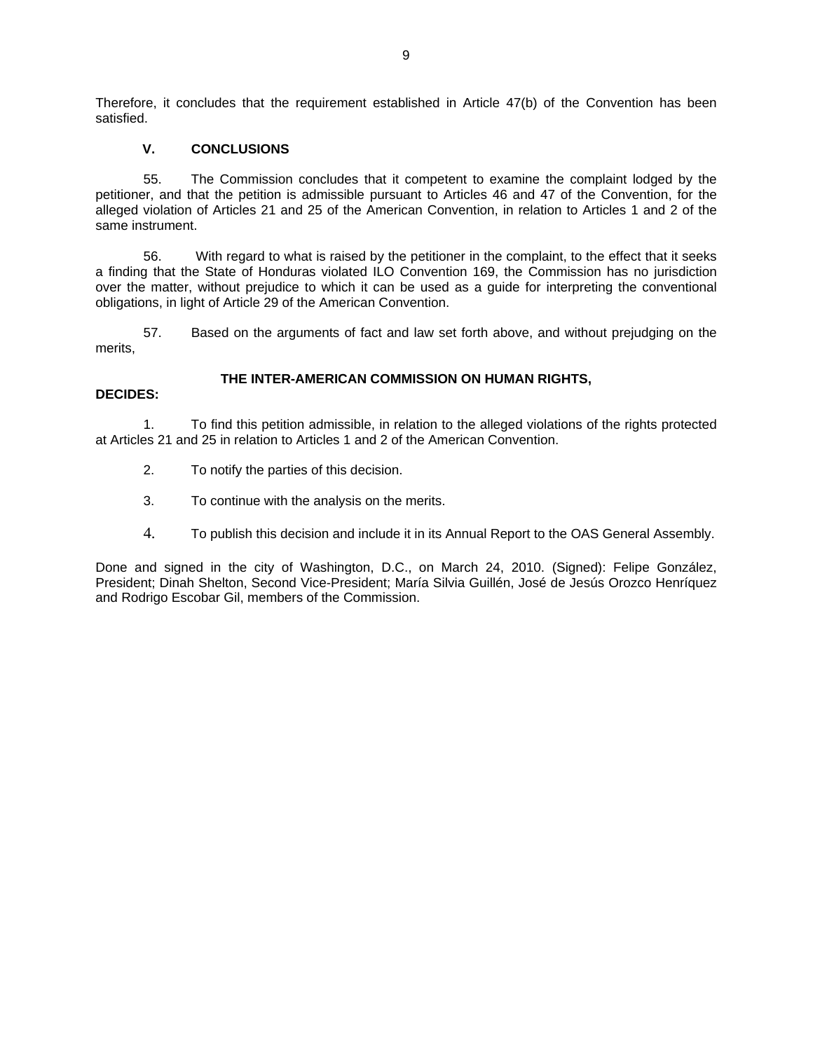Therefore, it concludes that the requirement established in Article 47(b) of the Convention has been satisfied.

## V. CONCLUSIONS

55. The Commission concludes that it competent to examine the complaint lodged by the petitioner, and that the petition is admissible pursuant to Articles 46 and 47 of the Convention, for the alleged violation of Articles 21 and 25 of the American Convention, in relation to Articles 1 and 2 of the same instrument.

56. With regard to what is raised by the petitioner in the complaint, to the effect that it seeks a finding that the State of Honduras violated ILO Convention 169, the Commission has no jurisdiction over the matter, without prejudice to which it can be used as a guide for interpreting the conventional obligations, in light of Article 29 of the American Convention.

57. Based on the arguments of fact and law set forth above, and without prejudging on the merits,

**THE INTER-AMERICAN COMMISSION ON HUMAN RIGHTS,**

**DECIDES:**

1. To find this petition admissible, in relation to the alleged violations of the rights protected at Articles 21 and 25 in relation to Articles 1 and 2 of the American Convention.

2. To notify the parties of this decision.

3. To continue with the analysis on the merits.

4. To publish this decision and include it in its Annual Report to the OAS General Assembly.

Done and signed in the city of Washington, D.C., on March 24, 2010. (Signed): Felipe González, President; Dinah Shelton, Second Vice-President; María Silvia Guillén, José de Jesús Orozco Henríquez and Rodrigo Escobar Gil, members of the Commission.